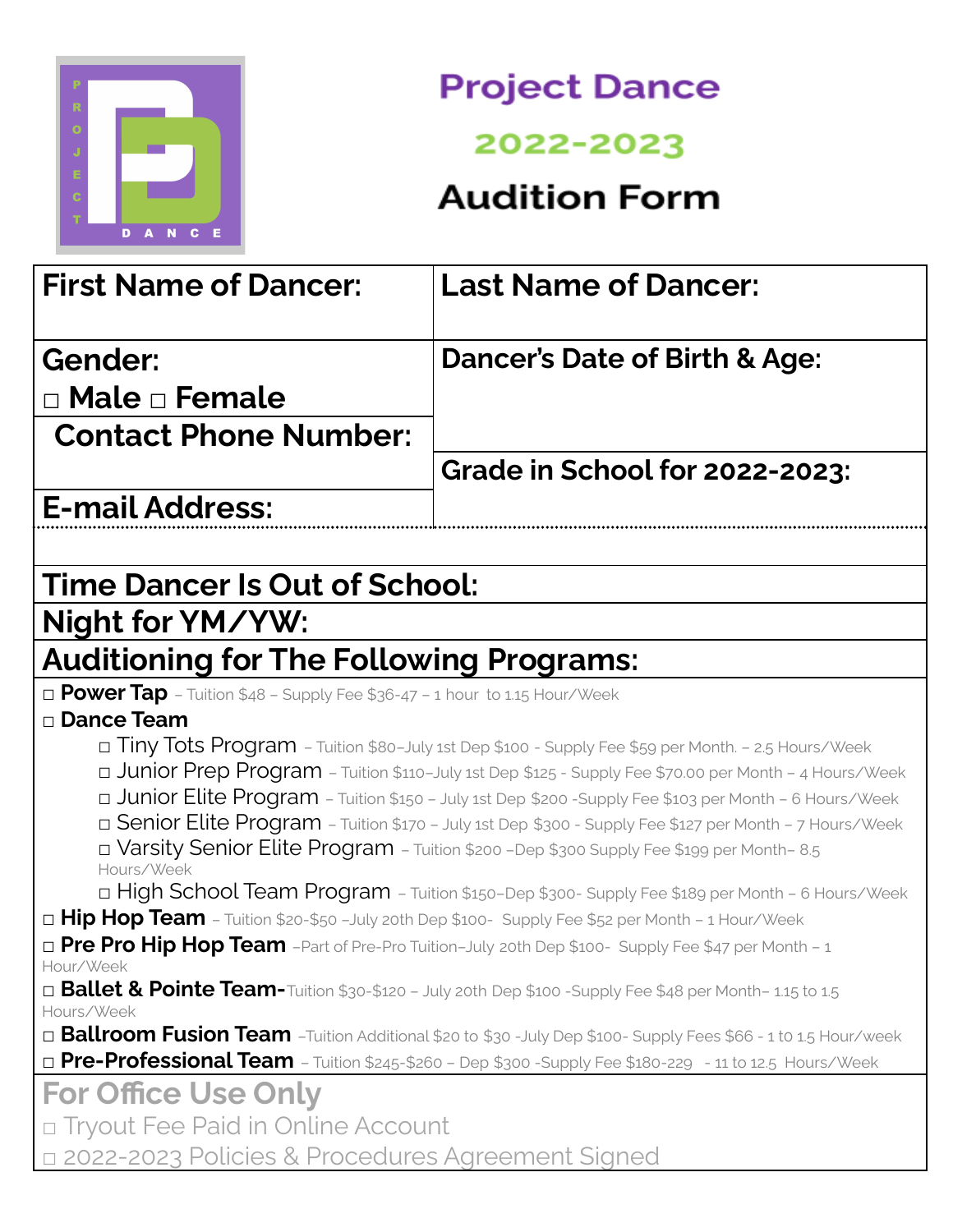# Project Dance

## 2022-2023

## Audition Form

| First Name of Dancer: | Last Name of Dancer: |
|---|---|
| Gender: ☐ Male ☐ Female | Dancer's Date of Birth & Age: |
| Contact Phone Number: | |
| | Grade in School for 2022-2023: |
| E-mail Address: | |

**Time Dancer Is Out of School:**

**Night for YM/YW:**

**Auditioning for The Following Programs:**

- ☐ **Power Tap** – Tuition $48 – Supply Fee $36-47 – 1 hour to 1.15 Hour/Week
- ☐ **Dance Team**
  - ☐ Tiny Tots Program – Tuition $80–July 1st Dep $100 - Supply Fee $59 per Month. – 2.5 Hours/Week
  - ☐ Junior Prep Program – Tuition $110–July 1st Dep $125 - Supply Fee $70.00 per Month – 4 Hours/Week
  - ☐ Junior Elite Program – Tuition $150 – July 1st Dep $200 -Supply Fee $103 per Month – 6 Hours/Week
  - ☐ Senior Elite Program – Tuition $170 – July 1st Dep $300 - Supply Fee $127 per Month – 7 Hours/Week
  - ☐ Varsity Senior Elite Program – Tuition $200 –Dep $300 Supply Fee $199 per Month– 8.5 Hours/Week
  - ☐ High School Team Program – Tuition $150–Dep $300- Supply Fee $189 per Month – 6 Hours/Week
- ☐ **Hip Hop Team** – Tuition $20-$50 –July 20th Dep $100- Supply Fee $52 per Month – 1 Hour/Week
- ☐ **Pre Pro Hip Hop Team** –Part of Pre-Pro Tuition–July 20th Dep $100- Supply Fee $47 per Month – 1 Hour/Week
- ☐ **Ballet & Pointe Team-** Tuition $30-$120 – July 20th Dep $100 -Supply Fee $48 per Month– 1.15 to 1.5 Hours/Week
- ☐ **Ballroom Fusion Team** –Tuition Additional $20 to $30 -July Dep $100- Supply Fees $66 - 1 to 1.5 Hour/week
- ☐ **Pre-Professional Team** – Tuition $245-$260 – Dep $300 -Supply Fee $180-229 - 11 to 12.5 Hours/Week

**For Office Use Only**

☐ Tryout Fee Paid in Online Account

☐ 2022-2023 Policies & Procedures Agreement Signed